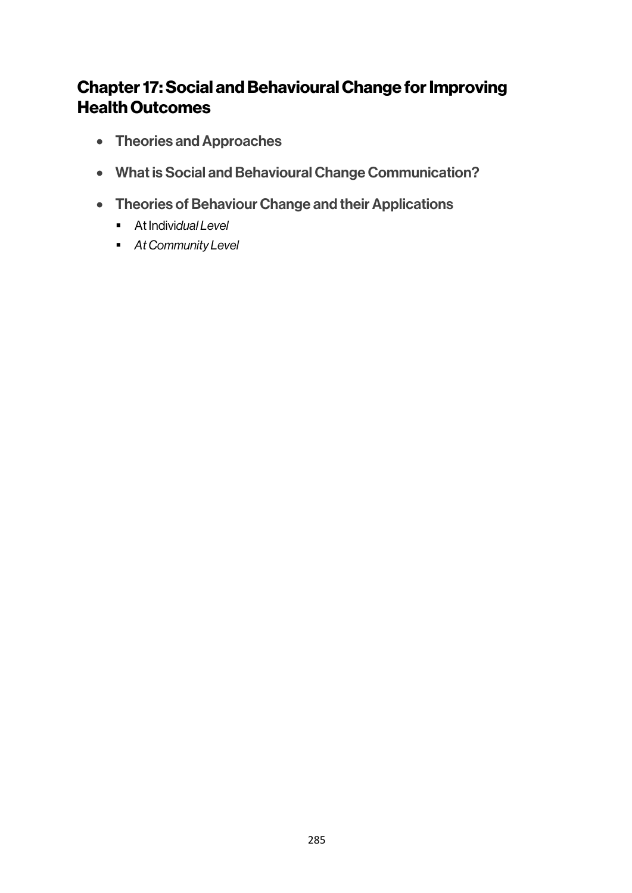# Chapter 17: Social and Behavioural Change for Improving Health Outcomes

- **Theories and Approaches**
- **What is Social and Behavioural Change Communication?**
- **Theories of Behaviour Change and their Applications**
  - At Individ*ual Level*
  - *At Community Level*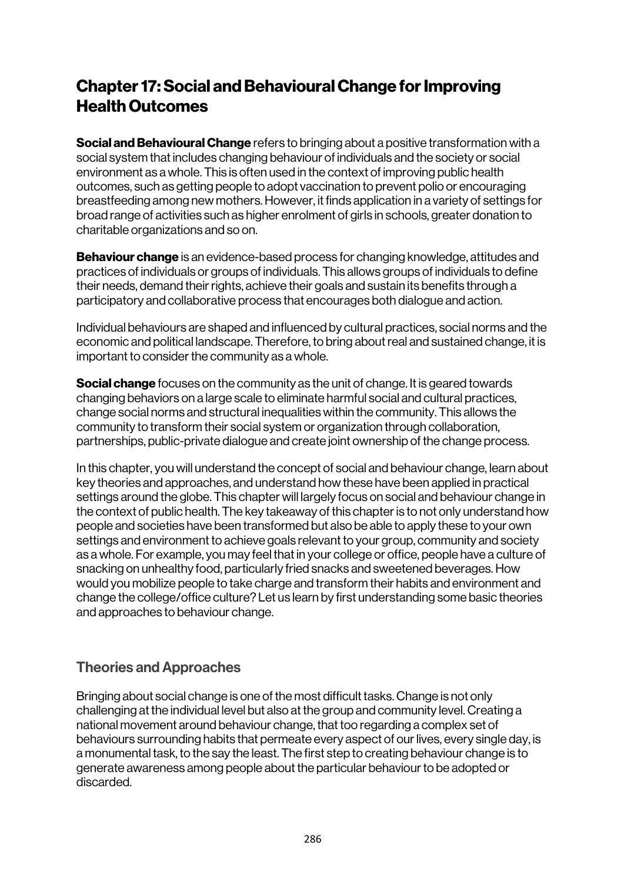# Chapter 17: Social and Behavioural Change for Improving Health Outcomes

**Social and Behavioural Change** refers to bringing about a positive transformation with a social system that includes changing behaviour of individuals and the society or social environment as a whole. This is often used in the context of improving public health outcomes, such as getting people to adopt vaccination to prevent polio or encouraging breastfeeding among new mothers. However, it finds application in a variety of settings for broad range of activities such as higher enrolment of girls in schools, greater donation to charitable organizations and so on.

**Behaviour change** is an evidence-based process for changing knowledge, attitudes and practices of individuals or groups of individuals. This allows groups of individuals to define their needs, demand their rights, achieve their goals and sustain its benefits through a participatory and collaborative process that encourages both dialogue and action.

Individual behaviours are shaped and influenced by cultural practices, social norms and the economic and political landscape. Therefore, to bring about real and sustained change, it is important to consider the community as a whole.

**Social change** focuses on the community as the unit of change. It is geared towards changing behaviors on a large scale to eliminate harmful social and cultural practices, change social norms and structural inequalities within the community. This allows the community to transform their social system or organization through collaboration, partnerships, public-private dialogue and create joint ownership of the change process.

In this chapter, you will understand the concept of social and behaviour change, learn about key theories and approaches, and understand how these have been applied in practical settings around the globe. This chapter will largely focus on social and behaviour change in the context of public health. The key takeaway of this chapter is to not only understand how people and societies have been transformed but also be able to apply these to your own settings and environment to achieve goals relevant to your group, community and society as a whole. For example, you may feel that in your college or office, people have a culture of snacking on unhealthy food, particularly fried snacks and sweetened beverages. How would you mobilize people to take charge and transform their habits and environment and change the college/office culture? Let us learn by first understanding some basic theories and approaches to behaviour change.

## Theories and Approaches

Bringing about social change is one of the most difficult tasks. Change is not only challenging at the individual level but also at the group and community level. Creating a national movement around behaviour change, that too regarding a complex set of behaviours surrounding habits that permeate every aspect of our lives, every single day, is a monumental task, to the say the least. The first step to creating behaviour change is to generate awareness among people about the particular behaviour to be adopted or discarded.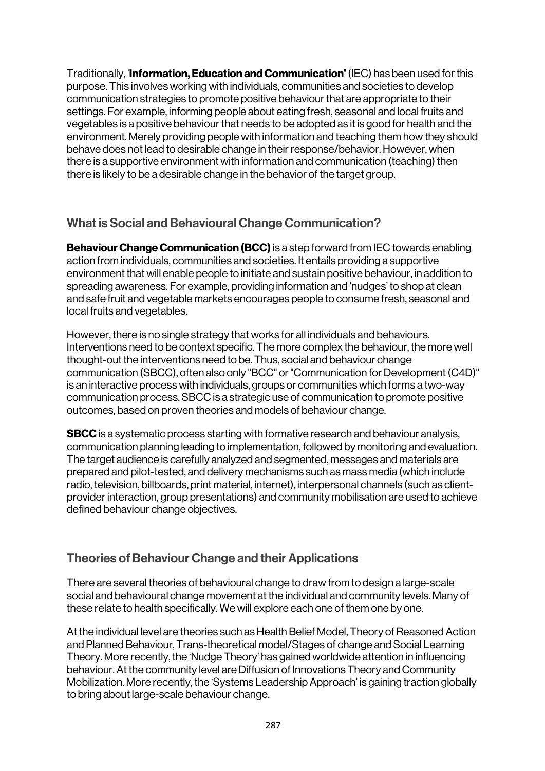Traditionally, '**Information, Education and Communication'** (IEC) has been used for this purpose. This involves working with individuals, communities and societies to develop communication strategies to promote positive behaviour that are appropriate to their settings. For example, informing people about eating fresh, seasonal and local fruits and vegetables is a positive behaviour that needs to be adopted as it is good for health and the environment. Merely providing people with information and teaching them how they should behave does not lead to desirable change in their response/behavior. However, when there is a supportive environment with information and communication (teaching) then there is likely to be a desirable change in the behavior of the target group.

## What is Social and Behavioural Change Communication?

**Behaviour Change Communication (BCC)** is a step forward from IEC towards enabling action from individuals, communities and societies. It entails providing a supportive environment that will enable people to initiate and sustain positive behaviour, in addition to spreading awareness. For example, providing information and 'nudges' to shop at clean and safe fruit and vegetable markets encourages people to consume fresh, seasonal and local fruits and vegetables.

However, there is no single strategy that works for all individuals and behaviours. Interventions need to be context specific. The more complex the behaviour, the more well thought-out the interventions need to be. Thus, social and behaviour change communication (SBCC), often also only "BCC" or "Communication for Development (C4D)" is an interactive process with individuals, groups or communities which forms a two-way communication process. SBCC is a strategic use of communication to promote positive outcomes, based on proven theories and models of behaviour change.

**SBCC** is a systematic process starting with formative research and behaviour analysis, communication planning leading to implementation, followed by monitoring and evaluation. The target audience is carefully analyzed and segmented, messages and materials are prepared and pilot-tested, and delivery mechanisms such as mass media (which include radio, television, billboards, print material, internet), interpersonal channels (such as client-provider interaction, group presentations) and community mobilisation are used to achieve defined behaviour change objectives.

## Theories of Behaviour Change and their Applications

There are several theories of behavioural change to draw from to design a large-scale social and behavioural change movement at the individual and community levels. Many of these relate to health specifically. We will explore each one of them one by one.

At the individual level are theories such as Health Belief Model, Theory of Reasoned Action and Planned Behaviour, Trans-theoretical model/Stages of change and Social Learning Theory. More recently, the 'Nudge Theory' has gained worldwide attention in influencing behaviour. At the community level are Diffusion of Innovations Theory and Community Mobilization. More recently, the 'Systems Leadership Approach' is gaining traction globally to bring about large-scale behaviour change.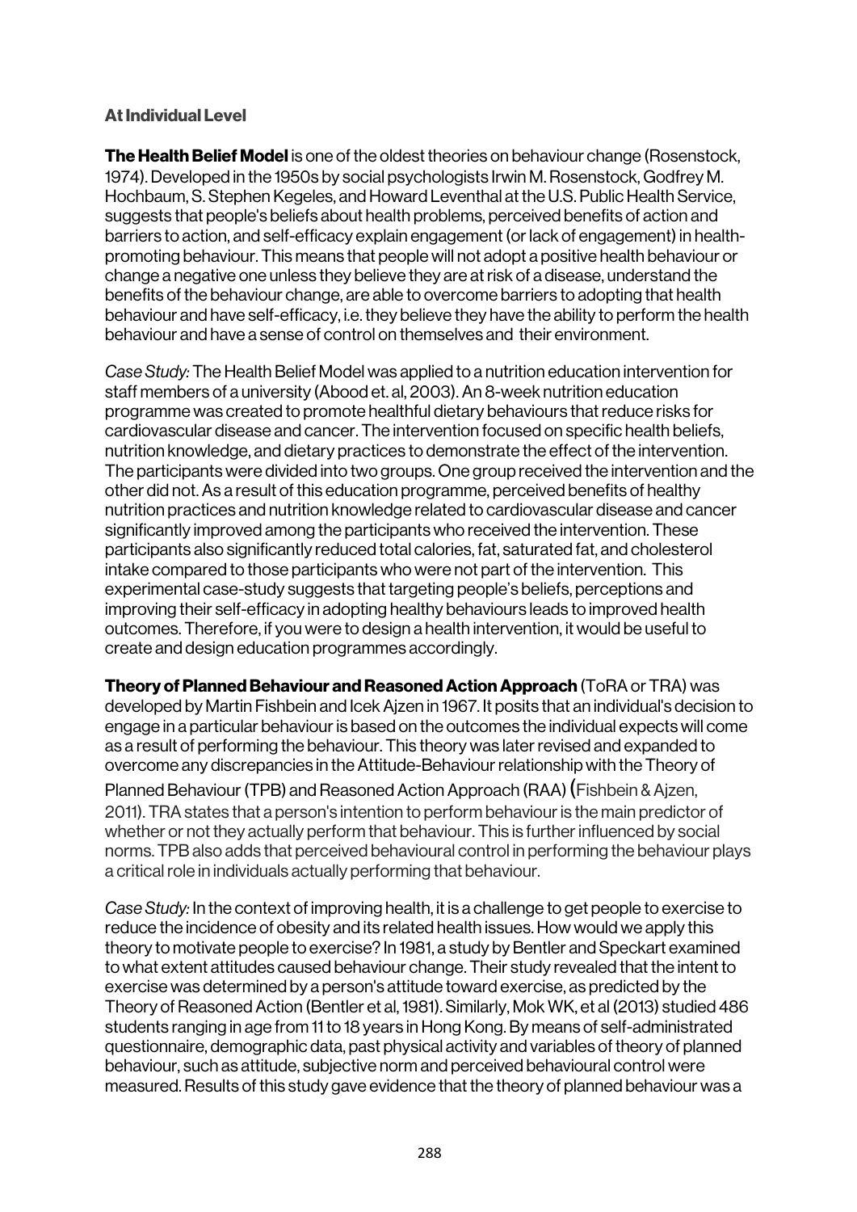### At Individual Level

**The Health Belief Model** is one of the oldest theories on behaviour change (Rosenstock, 1974). Developed in the 1950s by social psychologists Irwin M. Rosenstock, Godfrey M. Hochbaum, S. Stephen Kegeles, and Howard Leventhal at the U.S. Public Health Service, suggests that people's beliefs about health problems, perceived benefits of action and barriers to action, and self-efficacy explain engagement (or lack of engagement) in health-promoting behaviour. This means that people will not adopt a positive health behaviour or change a negative one unless they believe they are at risk of a disease, understand the benefits of the behaviour change, are able to overcome barriers to adopting that health behaviour and have self-efficacy, i.e. they believe they have the ability to perform the health behaviour and have a sense of control on themselves and their environment.

*Case Study:* The Health Belief Model was applied to a nutrition education intervention for staff members of a university (Abood et. al, 2003). An 8-week nutrition education programme was created to promote healthful dietary behaviours that reduce risks for cardiovascular disease and cancer. The intervention focused on specific health beliefs, nutrition knowledge, and dietary practices to demonstrate the effect of the intervention. The participants were divided into two groups. One group received the intervention and the other did not. As a result of this education programme, perceived benefits of healthy nutrition practices and nutrition knowledge related to cardiovascular disease and cancer significantly improved among the participants who received the intervention. These participants also significantly reduced total calories, fat, saturated fat, and cholesterol intake compared to those participants who were not part of the intervention. This experimental case-study suggests that targeting people's beliefs, perceptions and improving their self-efficacy in adopting healthy behaviours leads to improved health outcomes. Therefore, if you were to design a health intervention, it would be useful to create and design education programmes accordingly.

**Theory of Planned Behaviour and Reasoned Action Approach** (ToRA or TRA) was developed by Martin Fishbein and Icek Ajzen in 1967. It posits that an individual's decision to engage in a particular behaviour is based on the outcomes the individual expects will come as a result of performing the behaviour. This theory was later revised and expanded to overcome any discrepancies in the Attitude-Behaviour relationship with the Theory of Planned Behaviour (TPB) and Reasoned Action Approach (RAA) (Fishbein & Ajzen, 2011). TRA states that a person's intention to perform behaviour is the main predictor of whether or not they actually perform that behaviour. This is further influenced by social norms. TPB also adds that perceived behavioural control in performing the behaviour plays a critical role in individuals actually performing that behaviour.

*Case Study:* In the context of improving health, it is a challenge to get people to exercise to reduce the incidence of obesity and its related health issues. How would we apply this theory to motivate people to exercise? In 1981, a study by Bentler and Speckart examined to what extent attitudes caused behaviour change. Their study revealed that the intent to exercise was determined by a person's attitude toward exercise, as predicted by the Theory of Reasoned Action (Bentler et al, 1981). Similarly, Mok WK, et al (2013) studied 486 students ranging in age from 11 to 18 years in Hong Kong. By means of self-administrated questionnaire, demographic data, past physical activity and variables of theory of planned behaviour, such as attitude, subjective norm and perceived behavioural control were measured. Results of this study gave evidence that the theory of planned behaviour was a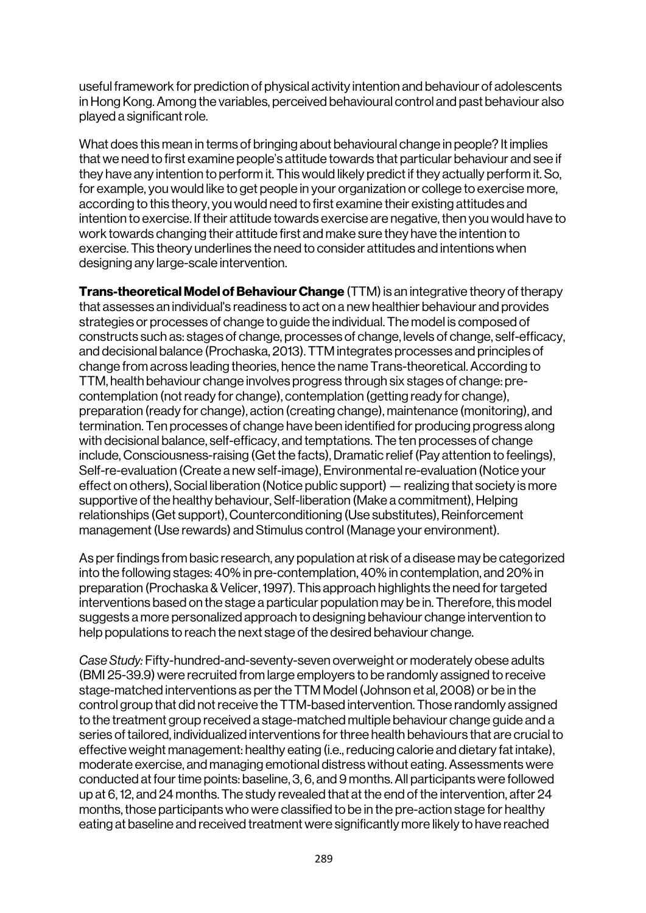useful framework for prediction of physical activity intention and behaviour of adolescents in Hong Kong. Among the variables, perceived behavioural control and past behaviour also played a significant role.

What does this mean in terms of bringing about behavioural change in people? It implies that we need to first examine people's attitude towards that particular behaviour and see if they have any intention to perform it. This would likely predict if they actually perform it. So, for example, you would like to get people in your organization or college to exercise more, according to this theory, you would need to first examine their existing attitudes and intention to exercise. If their attitude towards exercise are negative, then you would have to work towards changing their attitude first and make sure they have the intention to exercise. This theory underlines the need to consider attitudes and intentions when designing any large-scale intervention.

**Trans-theoretical Model of Behaviour Change** (TTM) is an integrative theory of therapy that assesses an individual's readiness to act on a new healthier behaviour and provides strategies or processes of change to guide the individual. The model is composed of constructs such as: stages of change, processes of change, levels of change, self-efficacy, and decisional balance (Prochaska, 2013). TTM integrates processes and principles of change from across leading theories, hence the name Trans-theoretical. According to TTM, health behaviour change involves progress through six stages of change: pre-contemplation (not ready for change), contemplation (getting ready for change), preparation (ready for change), action (creating change), maintenance (monitoring), and termination. Ten processes of change have been identified for producing progress along with decisional balance, self-efficacy, and temptations. The ten processes of change include, Consciousness-raising (Get the facts), Dramatic relief (Pay attention to feelings), Self-re-evaluation (Create a new self-image), Environmental re-evaluation (Notice your effect on others), Social liberation (Notice public support) — realizing that society is more supportive of the healthy behaviour, Self-liberation (Make a commitment), Helping relationships (Get support), Counterconditioning (Use substitutes), Reinforcement management (Use rewards) and Stimulus control (Manage your environment).

As per findings from basic research, any population at risk of a disease may be categorized into the following stages: 40% in pre-contemplation, 40% in contemplation, and 20% in preparation (Prochaska & Velicer, 1997). This approach highlights the need for targeted interventions based on the stage a particular population may be in. Therefore, this model suggests a more personalized approach to designing behaviour change intervention to help populations to reach the next stage of the desired behaviour change.

*Case Study:* Fifty-hundred-and-seventy-seven overweight or moderately obese adults (BMI 25-39.9) were recruited from large employers to be randomly assigned to receive stage-matched interventions as per the TTM Model (Johnson et al, 2008) or be in the control group that did not receive the TTM-based intervention. Those randomly assigned to the treatment group received a stage-matched multiple behaviour change guide and a series of tailored, individualized interventions for three health behaviours that are crucial to effective weight management: healthy eating (i.e., reducing calorie and dietary fat intake), moderate exercise, and managing emotional distress without eating. Assessments were conducted at four time points: baseline, 3, 6, and 9 months. All participants were followed up at 6, 12, and 24 months. The study revealed that at the end of the intervention, after 24 months, those participants who were classified to be in the pre-action stage for healthy eating at baseline and received treatment were significantly more likely to have reached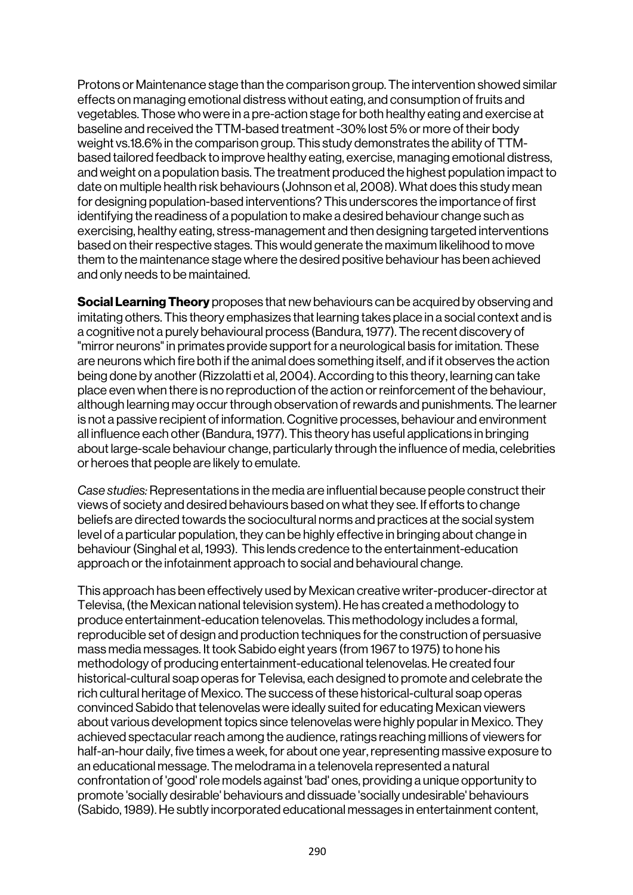Protons or Maintenance stage than the comparison group. The intervention showed similar effects on managing emotional distress without eating, and consumption of fruits and vegetables. Those who were in a pre-action stage for both healthy eating and exercise at baseline and received the TTM-based treatment -30% lost 5% or more of their body weight vs.18.6% in the comparison group. This study demonstrates the ability of TTM-based tailored feedback to improve healthy eating, exercise, managing emotional distress, and weight on a population basis. The treatment produced the highest population impact to date on multiple health risk behaviours (Johnson et al, 2008). What does this study mean for designing population-based interventions? This underscores the importance of first identifying the readiness of a population to make a desired behaviour change such as exercising, healthy eating, stress-management and then designing targeted interventions based on their respective stages. This would generate the maximum likelihood to move them to the maintenance stage where the desired positive behaviour has been achieved and only needs to be maintained.

**Social Learning Theory** proposes that new behaviours can be acquired by observing and imitating others. This theory emphasizes that learning takes place in a social context and is a cognitive not a purely behavioural process (Bandura, 1977). The recent discovery of "mirror neurons" in primates provide support for a neurological basis for imitation. These are neurons which fire both if the animal does something itself, and if it observes the action being done by another (Rizzolatti et al, 2004). According to this theory, learning can take place even when there is no reproduction of the action or reinforcement of the behaviour, although learning may occur through observation of rewards and punishments. The learner is not a passive recipient of information. Cognitive processes, behaviour and environment all influence each other (Bandura, 1977). This theory has useful applications in bringing about large-scale behaviour change, particularly through the influence of media, celebrities or heroes that people are likely to emulate.

*Case studies:* Representations in the media are influential because people construct their views of society and desired behaviours based on what they see. If efforts to change beliefs are directed towards the sociocultural norms and practices at the social system level of a particular population, they can be highly effective in bringing about change in behaviour (Singhal et al, 1993). This lends credence to the entertainment-education approach or the infotainment approach to social and behavioural change.

This approach has been effectively used by Mexican creative writer-producer-director at Televisa, (the Mexican national television system). He has created a methodology to produce entertainment-education telenovelas. This methodology includes a formal, reproducible set of design and production techniques for the construction of persuasive mass media messages. It took Sabido eight years (from 1967 to 1975) to hone his methodology of producing entertainment-educational telenovelas. He created four historical-cultural soap operas for Televisa, each designed to promote and celebrate the rich cultural heritage of Mexico. The success of these historical-cultural soap operas convinced Sabido that telenovelas were ideally suited for educating Mexican viewers about various development topics since telenovelas were highly popular in Mexico. They achieved spectacular reach among the audience, ratings reaching millions of viewers for half-an-hour daily, five times a week, for about one year, representing massive exposure to an educational message. The melodrama in a telenovela represented a natural confrontation of 'good' role models against 'bad' ones, providing a unique opportunity to promote 'socially desirable' behaviours and dissuade 'socially undesirable' behaviours (Sabido, 1989). He subtly incorporated educational messages in entertainment content,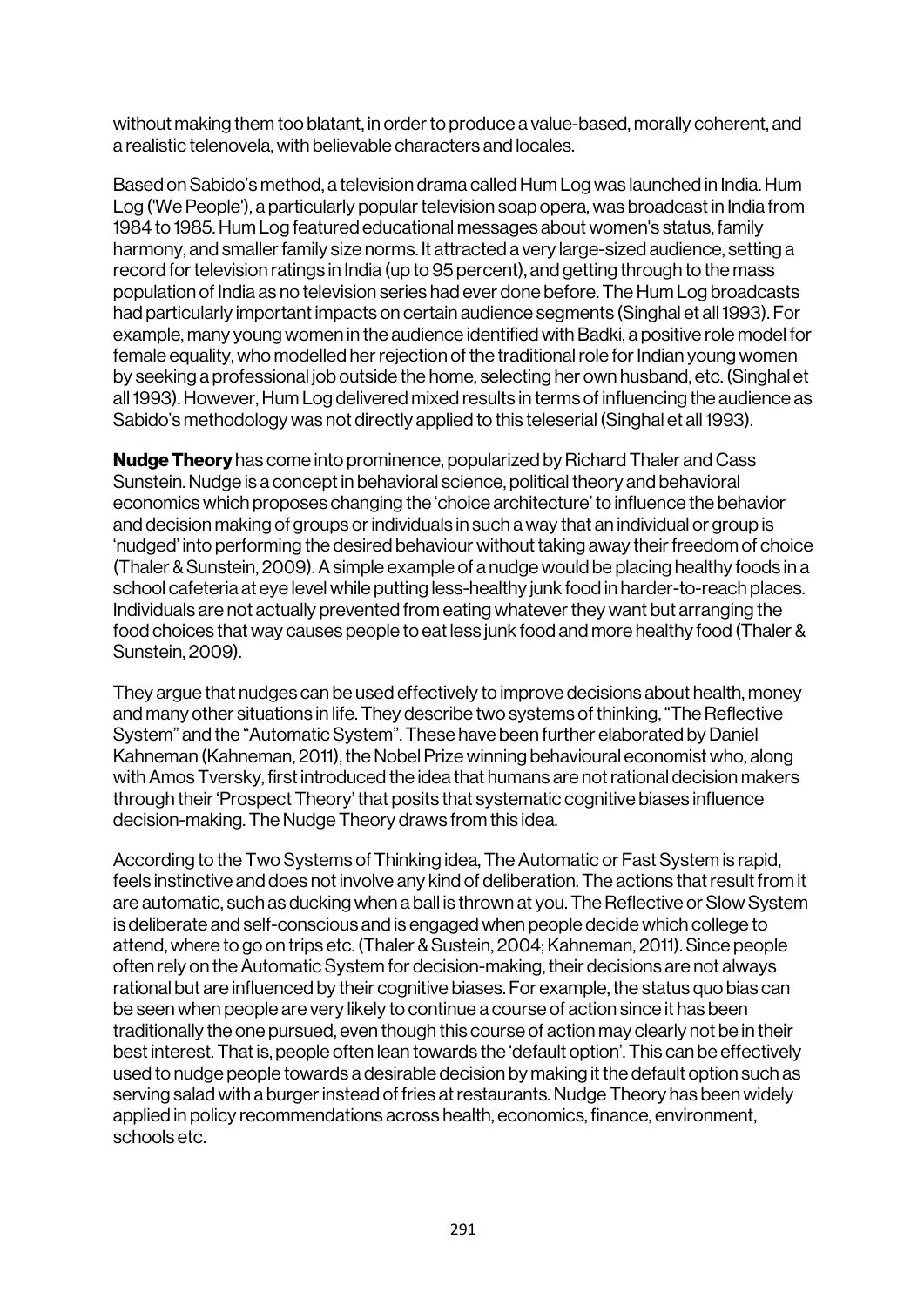without making them too blatant, in order to produce a value-based, morally coherent, and a realistic telenovela, with believable characters and locales.

Based on Sabido's method, a television drama called Hum Log was launched in India. Hum Log ('We People'), a particularly popular television soap opera, was broadcast in India from 1984 to 1985. Hum Log featured educational messages about women's status, family harmony, and smaller family size norms. It attracted a very large-sized audience, setting a record for television ratings in India (up to 95 percent), and getting through to the mass population of India as no television series had ever done before. The Hum Log broadcasts had particularly important impacts on certain audience segments (Singhal et all 1993). For example, many young women in the audience identified with Badki, a positive role model for female equality, who modelled her rejection of the traditional role for Indian young women by seeking a professional job outside the home, selecting her own husband, etc. (Singhal et all 1993). However, Hum Log delivered mixed results in terms of influencing the audience as Sabido's methodology was not directly applied to this teleserial (Singhal et all 1993).

**Nudge Theory** has come into prominence, popularized by Richard Thaler and Cass Sunstein. Nudge is a concept in behavioral science, political theory and behavioral economics which proposes changing the 'choice architecture' to influence the behavior and decision making of groups or individuals in such a way that an individual or group is 'nudged' into performing the desired behaviour without taking away their freedom of choice (Thaler & Sunstein, 2009). A simple example of a nudge would be placing healthy foods in a school cafeteria at eye level while putting less-healthy junk food in harder-to-reach places. Individuals are not actually prevented from eating whatever they want but arranging the food choices that way causes people to eat less junk food and more healthy food (Thaler & Sunstein, 2009).

They argue that nudges can be used effectively to improve decisions about health, money and many other situations in life. They describe two systems of thinking, "The Reflective System" and the "Automatic System". These have been further elaborated by Daniel Kahneman (Kahneman, 2011), the Nobel Prize winning behavioural economist who, along with Amos Tversky, first introduced the idea that humans are not rational decision makers through their 'Prospect Theory' that posits that systematic cognitive biases influence decision-making. The Nudge Theory draws from this idea.

According to the Two Systems of Thinking idea, The Automatic or Fast System is rapid, feels instinctive and does not involve any kind of deliberation. The actions that result from it are automatic, such as ducking when a ball is thrown at you. The Reflective or Slow System is deliberate and self-conscious and is engaged when people decide which college to attend, where to go on trips etc. (Thaler & Sustein, 2004; Kahneman, 2011). Since people often rely on the Automatic System for decision-making, their decisions are not always rational but are influenced by their cognitive biases. For example, the status quo bias can be seen when people are very likely to continue a course of action since it has been traditionally the one pursued, even though this course of action may clearly not be in their best interest. That is, people often lean towards the 'default option'. This can be effectively used to nudge people towards a desirable decision by making it the default option such as serving salad with a burger instead of fries at restaurants. Nudge Theory has been widely applied in policy recommendations across health, economics, finance, environment, schools etc.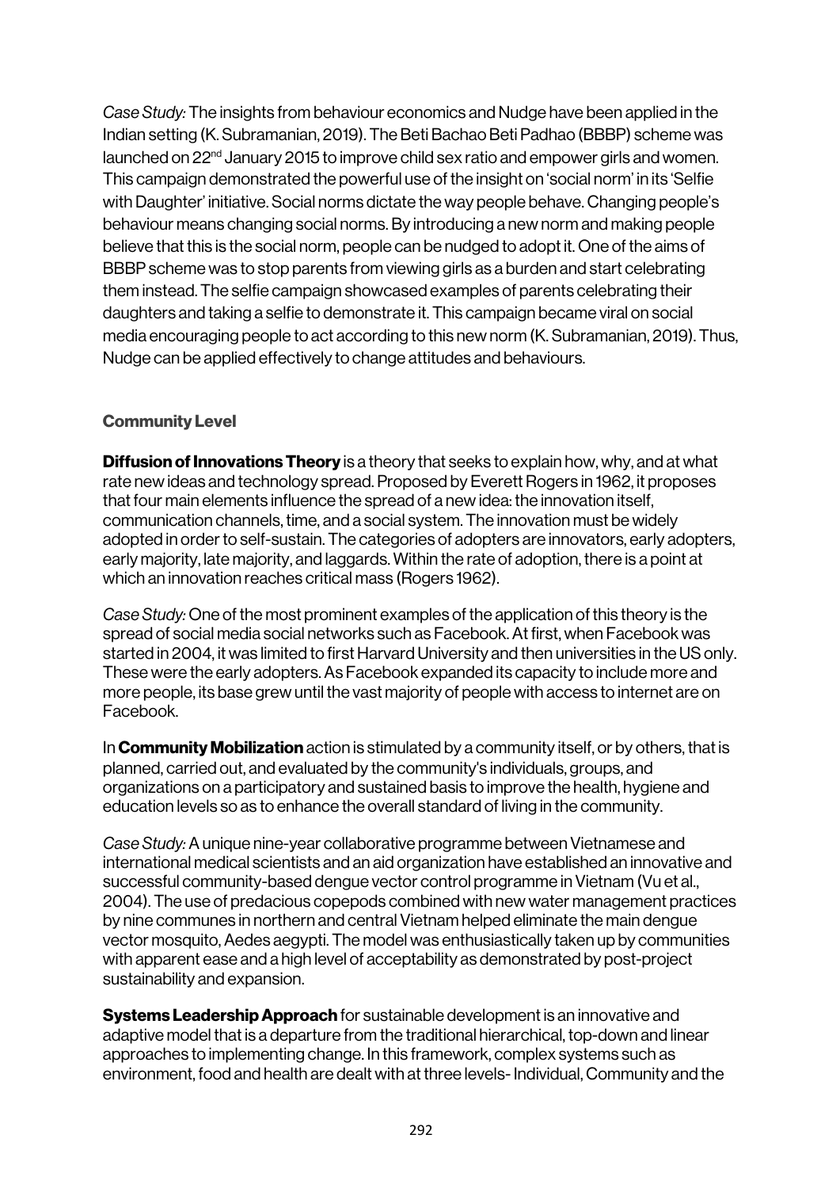*Case Study:* The insights from behaviour economics and Nudge have been applied in the Indian setting (K. Subramanian, 2019). The Beti Bachao Beti Padhao (BBBP) scheme was launched on 22nd January 2015 to improve child sex ratio and empower girls and women. This campaign demonstrated the powerful use of the insight on 'social norm' in its 'Selfie with Daughter' initiative. Social norms dictate the way people behave. Changing people's behaviour means changing social norms. By introducing a new norm and making people believe that this is the social norm, people can be nudged to adopt it. One of the aims of BBBP scheme was to stop parents from viewing girls as a burden and start celebrating them instead. The selfie campaign showcased examples of parents celebrating their daughters and taking a selfie to demonstrate it. This campaign became viral on social media encouraging people to act according to this new norm (K. Subramanian, 2019). Thus, Nudge can be applied effectively to change attitudes and behaviours.

### Community Level

**Diffusion of Innovations Theory** is a theory that seeks to explain how, why, and at what rate new ideas and technology spread. Proposed by Everett Rogers in 1962, it proposes that four main elements influence the spread of a new idea: the innovation itself, communication channels, time, and a social system. The innovation must be widely adopted in order to self-sustain. The categories of adopters are innovators, early adopters, early majority, late majority, and laggards. Within the rate of adoption, there is a point at which an innovation reaches critical mass (Rogers 1962).

*Case Study:* One of the most prominent examples of the application of this theory is the spread of social media social networks such as Facebook. At first, when Facebook was started in 2004, it was limited to first Harvard University and then universities in the US only. These were the early adopters. As Facebook expanded its capacity to include more and more people, its base grew until the vast majority of people with access to internet are on Facebook.

In **Community Mobilization** action is stimulated by a community itself, or by others, that is planned, carried out, and evaluated by the community's individuals, groups, and organizations on a participatory and sustained basis to improve the health, hygiene and education levels so as to enhance the overall standard of living in the community.

*Case Study:* A unique nine-year collaborative programme between Vietnamese and international medical scientists and an aid organization have established an innovative and successful community-based dengue vector control programme in Vietnam (Vu et al., 2004). The use of predacious copepods combined with new water management practices by nine communes in northern and central Vietnam helped eliminate the main dengue vector mosquito, Aedes aegypti. The model was enthusiastically taken up by communities with apparent ease and a high level of acceptability as demonstrated by post-project sustainability and expansion.

**Systems Leadership Approach** for sustainable development is an innovative and adaptive model that is a departure from the traditional hierarchical, top-down and linear approaches to implementing change. In this framework, complex systems such as environment, food and health are dealt with at three levels- Individual, Community and the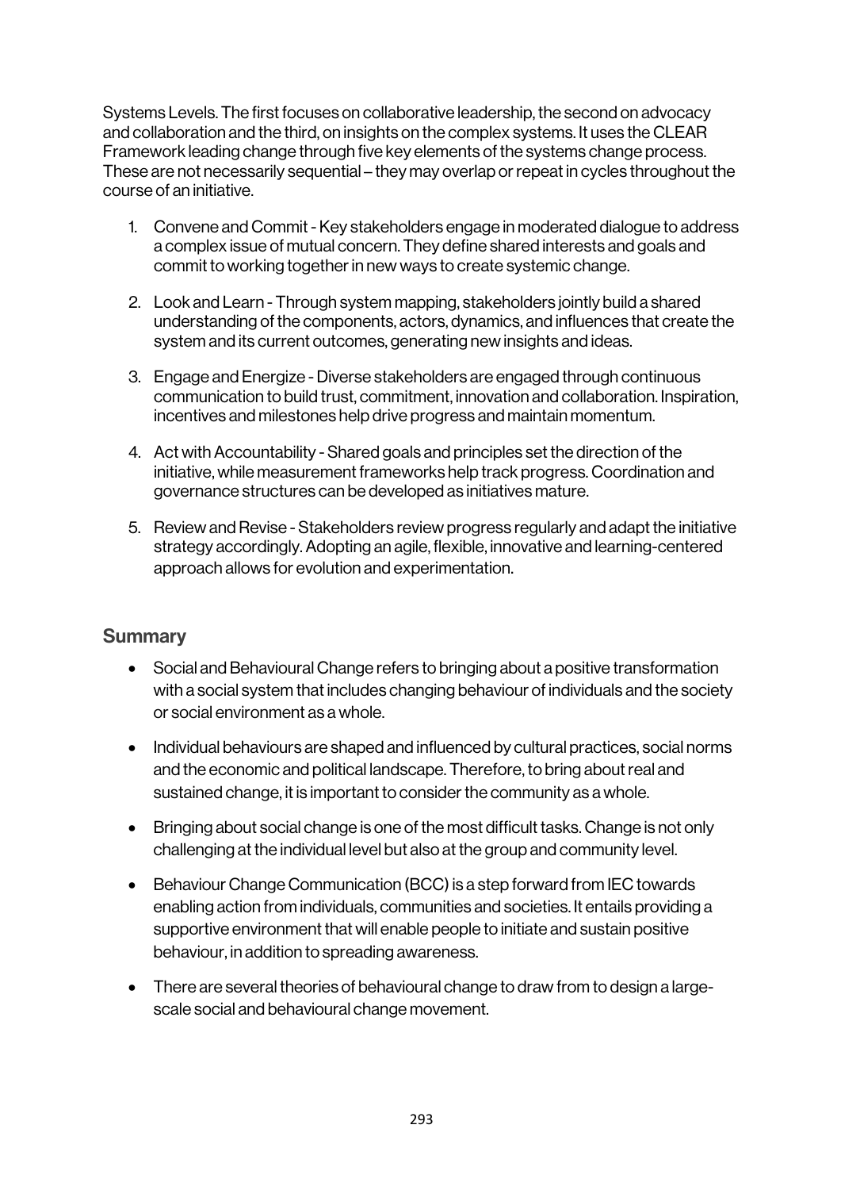Systems Levels. The first focuses on collaborative leadership, the second on advocacy and collaboration and the third, on insights on the complex systems. It uses the CLEAR Framework leading change through five key elements of the systems change process. These are not necessarily sequential – they may overlap or repeat in cycles throughout the course of an initiative.

1. Convene and Commit - Key stakeholders engage in moderated dialogue to address a complex issue of mutual concern. They define shared interests and goals and commit to working together in new ways to create systemic change.

2. Look and Learn - Through system mapping, stakeholders jointly build a shared understanding of the components, actors, dynamics, and influences that create the system and its current outcomes, generating new insights and ideas.

3. Engage and Energize - Diverse stakeholders are engaged through continuous communication to build trust, commitment, innovation and collaboration. Inspiration, incentives and milestones help drive progress and maintain momentum.

4. Act with Accountability - Shared goals and principles set the direction of the initiative, while measurement frameworks help track progress. Coordination and governance structures can be developed as initiatives mature.

5. Review and Revise - Stakeholders review progress regularly and adapt the initiative strategy accordingly. Adopting an agile, flexible, innovative and learning-centered approach allows for evolution and experimentation.

## Summary

- Social and Behavioural Change refers to bringing about a positive transformation with a social system that includes changing behaviour of individuals and the society or social environment as a whole.
- Individual behaviours are shaped and influenced by cultural practices, social norms and the economic and political landscape. Therefore, to bring about real and sustained change, it is important to consider the community as a whole.
- Bringing about social change is one of the most difficult tasks. Change is not only challenging at the individual level but also at the group and community level.
- Behaviour Change Communication (BCC) is a step forward from IEC towards enabling action from individuals, communities and societies. It entails providing a supportive environment that will enable people to initiate and sustain positive behaviour, in addition to spreading awareness.
- There are several theories of behavioural change to draw from to design a large-scale social and behavioural change movement.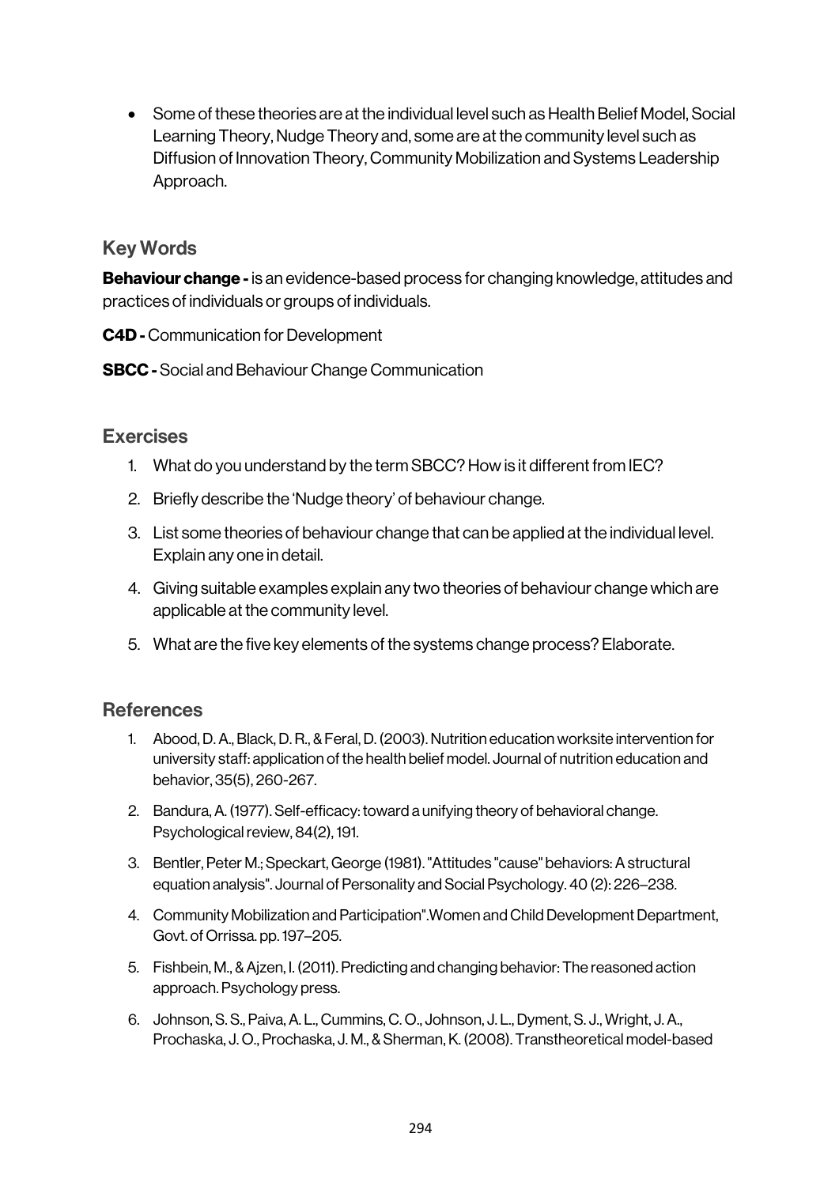- Some of these theories are at the individual level such as Health Belief Model, Social Learning Theory, Nudge Theory and, some are at the community level such as Diffusion of Innovation Theory, Community Mobilization and Systems Leadership Approach.

## Key Words

**Behaviour change -** is an evidence-based process for changing knowledge, attitudes and practices of individuals or groups of individuals.

**C4D -** Communication for Development

**SBCC -** Social and Behaviour Change Communication

## Exercises

1. What do you understand by the term SBCC? How is it different from IEC?
2. Briefly describe the 'Nudge theory' of behaviour change.
3. List some theories of behaviour change that can be applied at the individual level. Explain any one in detail.
4. Giving suitable examples explain any two theories of behaviour change which are applicable at the community level.
5. What are the five key elements of the systems change process? Elaborate.

## References

1. Abood, D. A., Black, D. R., & Feral, D. (2003). Nutrition education worksite intervention for university staff: application of the health belief model. Journal of nutrition education and behavior, 35(5), 260-267.
2. Bandura, A. (1977). Self-efficacy: toward a unifying theory of behavioral change. Psychological review, 84(2), 191.
3. Bentler, Peter M.; Speckart, George (1981). "Attitudes "cause" behaviors: A structural equation analysis". Journal of Personality and Social Psychology. 40 (2): 226–238.
4. Community Mobilization and Participation".Women and Child Development Department, Govt. of Orrissa. pp. 197–205.
5. Fishbein, M., & Ajzen, I. (2011). Predicting and changing behavior: The reasoned action approach. Psychology press.
6. Johnson, S. S., Paiva, A. L., Cummins, C. O., Johnson, J. L., Dyment, S. J., Wright, J. A., Prochaska, J. O., Prochaska, J. M., & Sherman, K. (2008). Transtheoretical model-based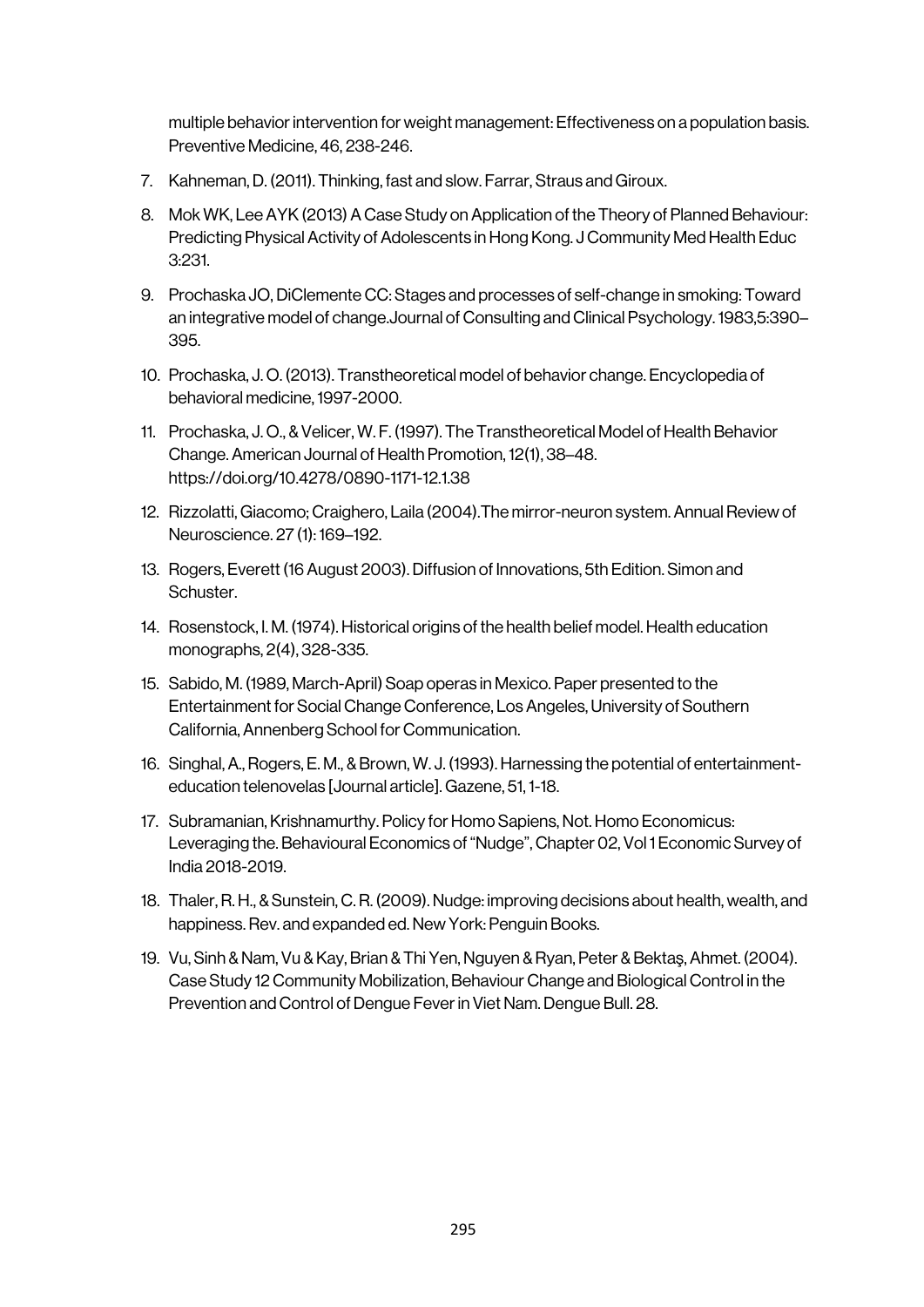multiple behavior intervention for weight management: Effectiveness on a population basis. Preventive Medicine, 46, 238-246.

7. Kahneman, D. (2011). Thinking, fast and slow. Farrar, Straus and Giroux.

8. Mok WK, Lee AYK (2013) A Case Study on Application of the Theory of Planned Behaviour: Predicting Physical Activity of Adolescents in Hong Kong. J Community Med Health Educ 3:231.

9. Prochaska JO, DiClemente CC: Stages and processes of self-change in smoking: Toward an integrative model of change.Journal of Consulting and Clinical Psychology. 1983,5:390–395.

10. Prochaska, J. O. (2013). Transtheoretical model of behavior change. Encyclopedia of behavioral medicine, 1997-2000.

11. Prochaska, J. O., & Velicer, W. F. (1997). The Transtheoretical Model of Health Behavior Change. American Journal of Health Promotion, 12(1), 38–48. https://doi.org/10.4278/0890-1171-12.1.38

12. Rizzolatti, Giacomo; Craighero, Laila (2004).The mirror-neuron system. Annual Review of Neuroscience. 27 (1): 169–192.

13. Rogers, Everett (16 August 2003). Diffusion of Innovations, 5th Edition. Simon and Schuster.

14. Rosenstock, I. M. (1974). Historical origins of the health belief model. Health education monographs, 2(4), 328-335.

15. Sabido, M. (1989, March-April) Soap operas in Mexico. Paper presented to the Entertainment for Social Change Conference, Los Angeles, University of Southern California, Annenberg School for Communication.

16. Singhal, A., Rogers, E. M., & Brown, W. J. (1993). Harnessing the potential of entertainment-education telenovelas [Journal article]. Gazene, 51, 1-18.

17. Subramanian, Krishnamurthy. Policy for Homo Sapiens, Not. Homo Economicus: Leveraging the. Behavioural Economics of "Nudge", Chapter 02, Vol 1 Economic Survey of India 2018-2019.

18. Thaler, R. H., & Sunstein, C. R. (2009). Nudge: improving decisions about health, wealth, and happiness. Rev. and expanded ed. New York: Penguin Books.

19. Vu, Sinh & Nam, Vu & Kay, Brian & Thi Yen, Nguyen & Ryan, Peter & Bektaş, Ahmet. (2004). Case Study 12 Community Mobilization, Behaviour Change and Biological Control in the Prevention and Control of Dengue Fever in Viet Nam. Dengue Bull. 28.